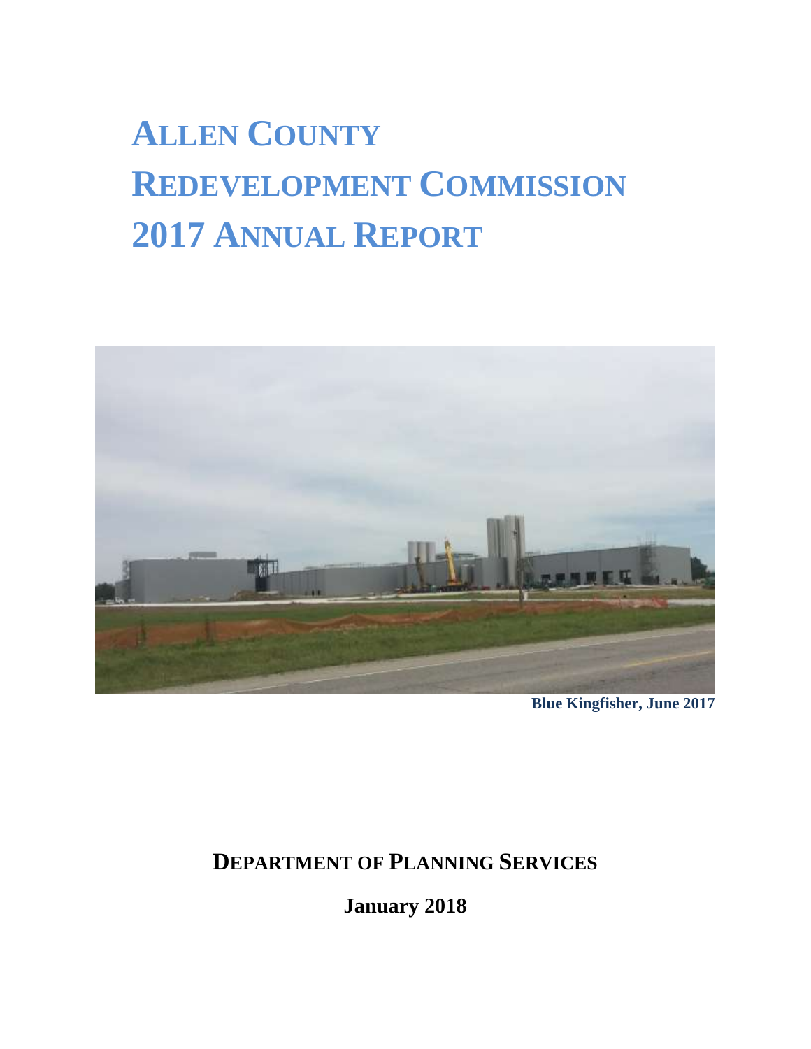# ALLEN COUNTY REDEVELOPMENT COMMISSION 2017 ANNUAL REPORT

**Blue Kingfisher, June 2017**

**DEPARTMENT OF PLANNING SERVICES**

**January 2018**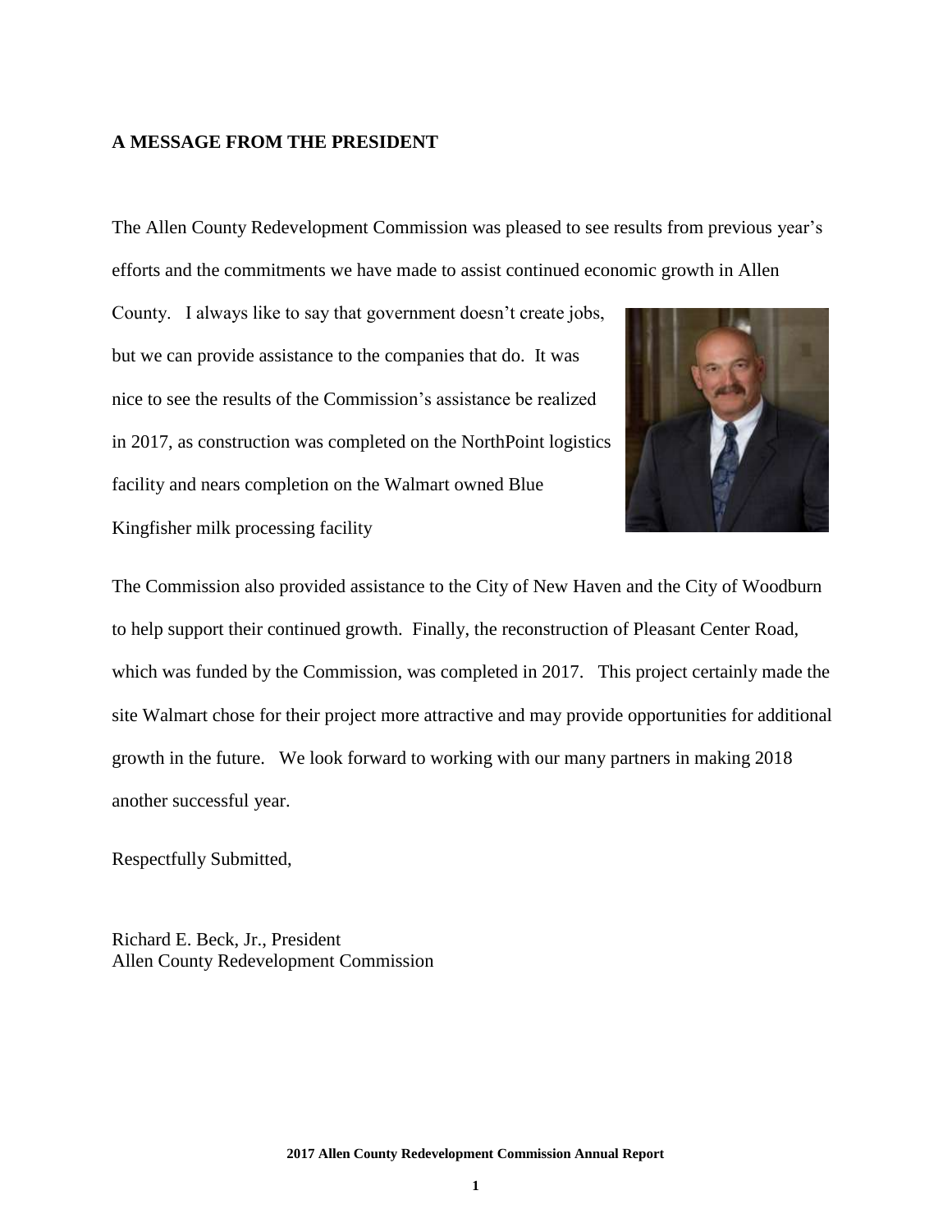## A MESSAGE FROM THE PRESIDENT

The Allen County Redevelopment Commission was pleased to see results from previous year's efforts and the commitments we have made to assist continued economic growth in Allen County. I always like to say that government doesn't create jobs, but we can provide assistance to the companies that do. It was nice to see the results of the Commission's assistance be realized in 2017, as construction was completed on the NorthPoint logistics facility and nears completion on the Walmart owned Blue Kingfisher milk processing facility

The Commission also provided assistance to the City of New Haven and the City of Woodburn to help support their continued growth. Finally, the reconstruction of Pleasant Center Road, which was funded by the Commission, was completed in 2017. This project certainly made the site Walmart chose for their project more attractive and may provide opportunities for additional growth in the future. We look forward to working with our many partners in making 2018 another successful year.

Respectfully Submitted,

Richard E. Beck, Jr., President
Allen County Redevelopment Commission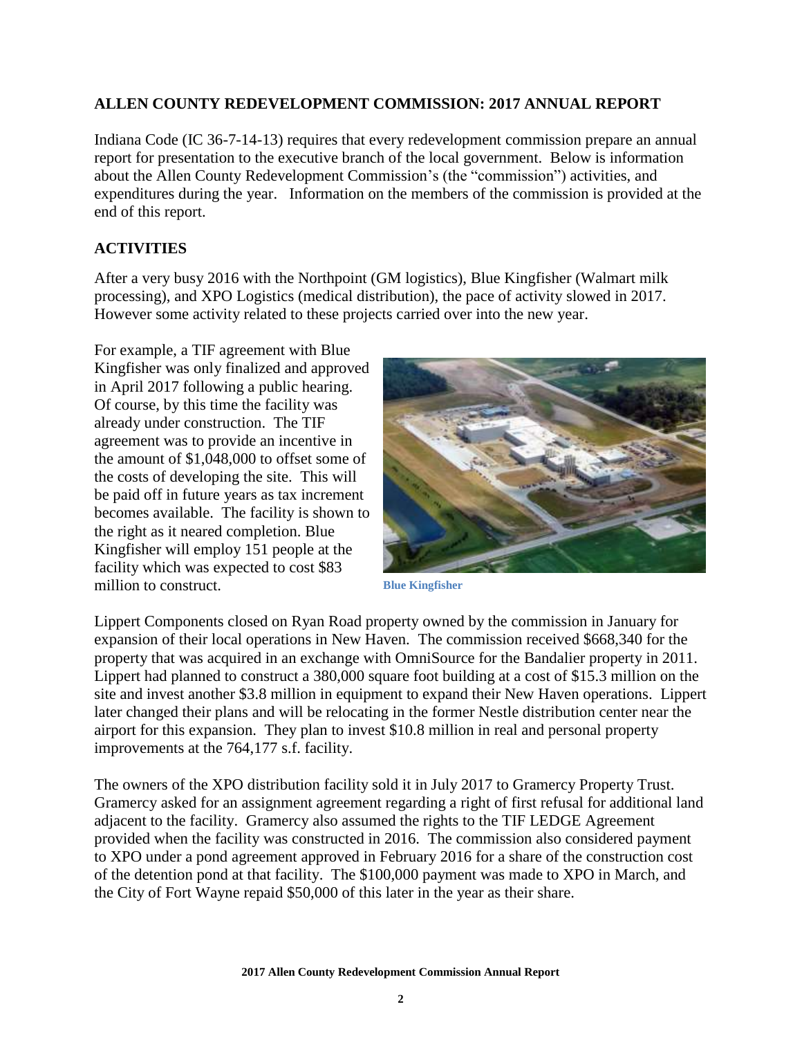## ALLEN COUNTY REDEVELOPMENT COMMISSION: 2017 ANNUAL REPORT

Indiana Code (IC 36-7-14-13) requires that every redevelopment commission prepare an annual report for presentation to the executive branch of the local government. Below is information about the Allen County Redevelopment Commission's (the "commission") activities, and expenditures during the year. Information on the members of the commission is provided at the end of this report.

## ACTIVITIES

After a very busy 2016 with the Northpoint (GM logistics), Blue Kingfisher (Walmart milk processing), and XPO Logistics (medical distribution), the pace of activity slowed in 2017. However some activity related to these projects carried over into the new year.

For example, a TIF agreement with Blue Kingfisher was only finalized and approved in April 2017 following a public hearing. Of course, by this time the facility was already under construction. The TIF agreement was to provide an incentive in the amount of $1,048,000 to offset some of the costs of developing the site. This will be paid off in future years as tax increment becomes available. The facility is shown to the right as it neared completion. Blue Kingfisher will employ 151 people at the facility which was expected to cost $83 million to construct.

**Blue Kingfisher**

Lippert Components closed on Ryan Road property owned by the commission in January for expansion of their local operations in New Haven. The commission received $668,340 for the property that was acquired in an exchange with OmniSource for the Bandalier property in 2011. Lippert had planned to construct a 380,000 square foot building at a cost of $15.3 million on the site and invest another $3.8 million in equipment to expand their New Haven operations. Lippert later changed their plans and will be relocating in the former Nestle distribution center near the airport for this expansion. They plan to invest $10.8 million in real and personal property improvements at the 764,177 s.f. facility.

The owners of the XPO distribution facility sold it in July 2017 to Gramercy Property Trust. Gramercy asked for an assignment agreement regarding a right of first refusal for additional land adjacent to the facility. Gramercy also assumed the rights to the TIF LEDGE Agreement provided when the facility was constructed in 2016. The commission also considered payment to XPO under a pond agreement approved in February 2016 for a share of the construction cost of the detention pond at that facility. The $100,000 payment was made to XPO in March, and the City of Fort Wayne repaid $50,000 of this later in the year as their share.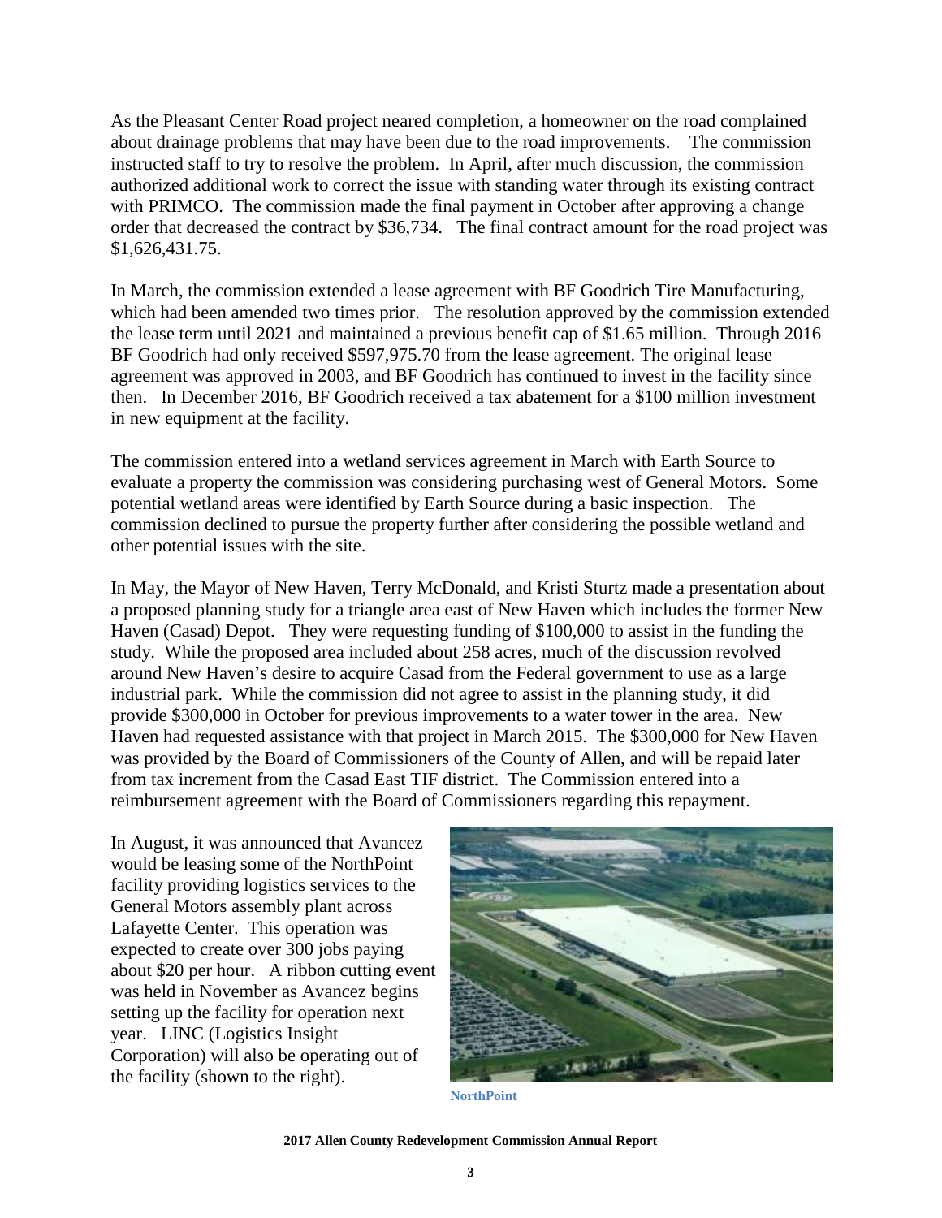As the Pleasant Center Road project neared completion, a homeowner on the road complained about drainage problems that may have been due to the road improvements. The commission instructed staff to try to resolve the problem. In April, after much discussion, the commission authorized additional work to correct the issue with standing water through its existing contract with PRIMCO. The commission made the final payment in October after approving a change order that decreased the contract by $36,734. The final contract amount for the road project was $1,626,431.75.

In March, the commission extended a lease agreement with BF Goodrich Tire Manufacturing, which had been amended two times prior. The resolution approved by the commission extended the lease term until 2021 and maintained a previous benefit cap of $1.65 million. Through 2016 BF Goodrich had only received $597,975.70 from the lease agreement. The original lease agreement was approved in 2003, and BF Goodrich has continued to invest in the facility since then. In December 2016, BF Goodrich received a tax abatement for a $100 million investment in new equipment at the facility.

The commission entered into a wetland services agreement in March with Earth Source to evaluate a property the commission was considering purchasing west of General Motors. Some potential wetland areas were identified by Earth Source during a basic inspection. The commission declined to pursue the property further after considering the possible wetland and other potential issues with the site.

In May, the Mayor of New Haven, Terry McDonald, and Kristi Sturtz made a presentation about a proposed planning study for a triangle area east of New Haven which includes the former New Haven (Casad) Depot. They were requesting funding of $100,000 to assist in the funding the study. While the proposed area included about 258 acres, much of the discussion revolved around New Haven's desire to acquire Casad from the Federal government to use as a large industrial park. While the commission did not agree to assist in the planning study, it did provide $300,000 in October for previous improvements to a water tower in the area. New Haven had requested assistance with that project in March 2015. The $300,000 for New Haven was provided by the Board of Commissioners of the County of Allen, and will be repaid later from tax increment from the Casad East TIF district. The Commission entered into a reimbursement agreement with the Board of Commissioners regarding this repayment.

In August, it was announced that Avancez would be leasing some of the NorthPoint facility providing logistics services to the General Motors assembly plant across Lafayette Center. This operation was expected to create over 300 jobs paying about $20 per hour. A ribbon cutting event was held in November as Avancez begins setting up the facility for operation next year. LINC (Logistics Insight Corporation) will also be operating out of the facility (shown to the right).

NorthPoint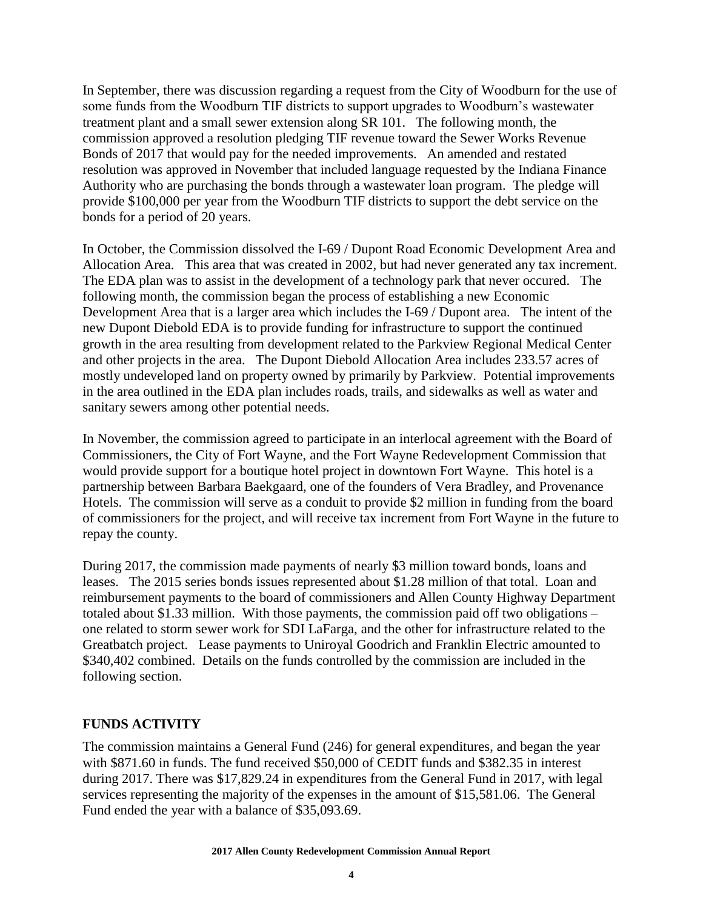In September, there was discussion regarding a request from the City of Woodburn for the use of some funds from the Woodburn TIF districts to support upgrades to Woodburn's wastewater treatment plant and a small sewer extension along SR 101. The following month, the commission approved a resolution pledging TIF revenue toward the Sewer Works Revenue Bonds of 2017 that would pay for the needed improvements. An amended and restated resolution was approved in November that included language requested by the Indiana Finance Authority who are purchasing the bonds through a wastewater loan program. The pledge will provide $100,000 per year from the Woodburn TIF districts to support the debt service on the bonds for a period of 20 years.

In October, the Commission dissolved the I-69 / Dupont Road Economic Development Area and Allocation Area. This area that was created in 2002, but had never generated any tax increment. The EDA plan was to assist in the development of a technology park that never occured. The following month, the commission began the process of establishing a new Economic Development Area that is a larger area which includes the I-69 / Dupont area. The intent of the new Dupont Diebold EDA is to provide funding for infrastructure to support the continued growth in the area resulting from development related to the Parkview Regional Medical Center and other projects in the area. The Dupont Diebold Allocation Area includes 233.57 acres of mostly undeveloped land on property owned by primarily by Parkview. Potential improvements in the area outlined in the EDA plan includes roads, trails, and sidewalks as well as water and sanitary sewers among other potential needs.

In November, the commission agreed to participate in an interlocal agreement with the Board of Commissioners, the City of Fort Wayne, and the Fort Wayne Redevelopment Commission that would provide support for a boutique hotel project in downtown Fort Wayne. This hotel is a partnership between Barbara Baekgaard, one of the founders of Vera Bradley, and Provenance Hotels. The commission will serve as a conduit to provide $2 million in funding from the board of commissioners for the project, and will receive tax increment from Fort Wayne in the future to repay the county.

During 2017, the commission made payments of nearly $3 million toward bonds, loans and leases. The 2015 series bonds issues represented about $1.28 million of that total. Loan and reimbursement payments to the board of commissioners and Allen County Highway Department totaled about $1.33 million. With those payments, the commission paid off two obligations – one related to storm sewer work for SDI LaFarga, and the other for infrastructure related to the Greatbatch project. Lease payments to Uniroyal Goodrich and Franklin Electric amounted to $340,402 combined. Details on the funds controlled by the commission are included in the following section.

## FUNDS ACTIVITY

The commission maintains a General Fund (246) for general expenditures, and began the year with $871.60 in funds. The fund received $50,000 of CEDIT funds and $382.35 in interest during 2017. There was $17,829.24 in expenditures from the General Fund in 2017, with legal services representing the majority of the expenses in the amount of $15,581.06. The General Fund ended the year with a balance of $35,093.69.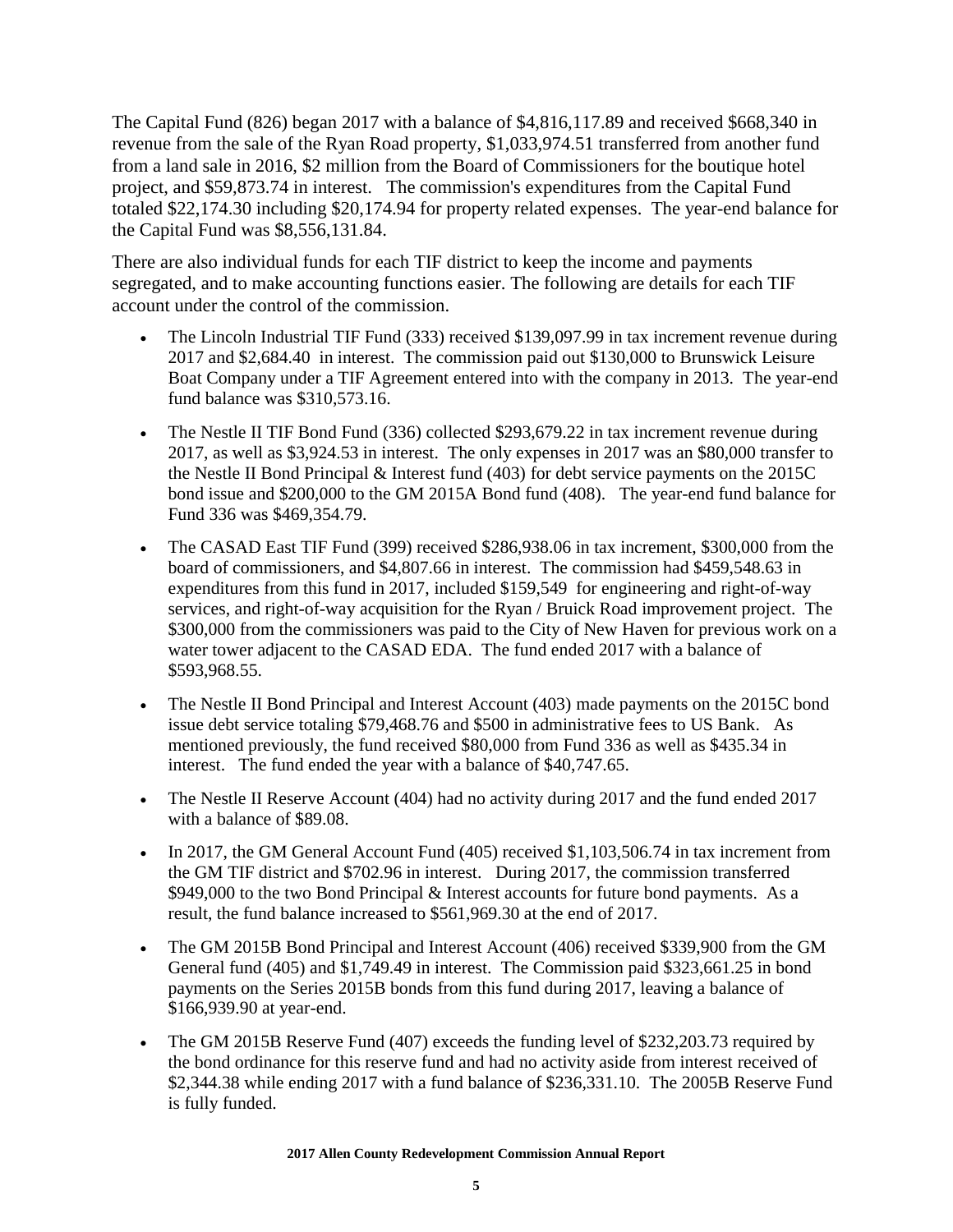The Capital Fund (826) began 2017 with a balance of $4,816,117.89 and received $668,340 in revenue from the sale of the Ryan Road property, $1,033,974.51 transferred from another fund from a land sale in 2016, $2 million from the Board of Commissioners for the boutique hotel project, and $59,873.74 in interest. The commission's expenditures from the Capital Fund totaled $22,174.30 including $20,174.94 for property related expenses. The year-end balance for the Capital Fund was $8,556,131.84.

There are also individual funds for each TIF district to keep the income and payments segregated, and to make accounting functions easier. The following are details for each TIF account under the control of the commission.

- The Lincoln Industrial TIF Fund (333) received $139,097.99 in tax increment revenue during 2017 and $2,684.40 in interest. The commission paid out $130,000 to Brunswick Leisure Boat Company under a TIF Agreement entered into with the company in 2013. The year-end fund balance was $310,573.16.
- The Nestle II TIF Bond Fund (336) collected $293,679.22 in tax increment revenue during 2017, as well as $3,924.53 in interest. The only expenses in 2017 was an $80,000 transfer to the Nestle II Bond Principal & Interest fund (403) for debt service payments on the 2015C bond issue and $200,000 to the GM 2015A Bond fund (408). The year-end fund balance for Fund 336 was $469,354.79.
- The CASAD East TIF Fund (399) received $286,938.06 in tax increment, $300,000 from the board of commissioners, and $4,807.66 in interest. The commission had $459,548.63 in expenditures from this fund in 2017, included $159,549 for engineering and right-of-way services, and right-of-way acquisition for the Ryan / Bruick Road improvement project. The $300,000 from the commissioners was paid to the City of New Haven for previous work on a water tower adjacent to the CASAD EDA. The fund ended 2017 with a balance of $593,968.55.
- The Nestle II Bond Principal and Interest Account (403) made payments on the 2015C bond issue debt service totaling $79,468.76 and $500 in administrative fees to US Bank. As mentioned previously, the fund received $80,000 from Fund 336 as well as $435.34 in interest. The fund ended the year with a balance of $40,747.65.
- The Nestle II Reserve Account (404) had no activity during 2017 and the fund ended 2017 with a balance of $89.08.
- In 2017, the GM General Account Fund (405) received $1,103,506.74 in tax increment from the GM TIF district and $702.96 in interest. During 2017, the commission transferred $949,000 to the two Bond Principal & Interest accounts for future bond payments. As a result, the fund balance increased to $561,969.30 at the end of 2017.
- The GM 2015B Bond Principal and Interest Account (406) received $339,900 from the GM General fund (405) and $1,749.49 in interest. The Commission paid $323,661.25 in bond payments on the Series 2015B bonds from this fund during 2017, leaving a balance of $166,939.90 at year-end.
- The GM 2015B Reserve Fund (407) exceeds the funding level of $232,203.73 required by the bond ordinance for this reserve fund and had no activity aside from interest received of $2,344.38 while ending 2017 with a fund balance of $236,331.10. The 2005B Reserve Fund is fully funded.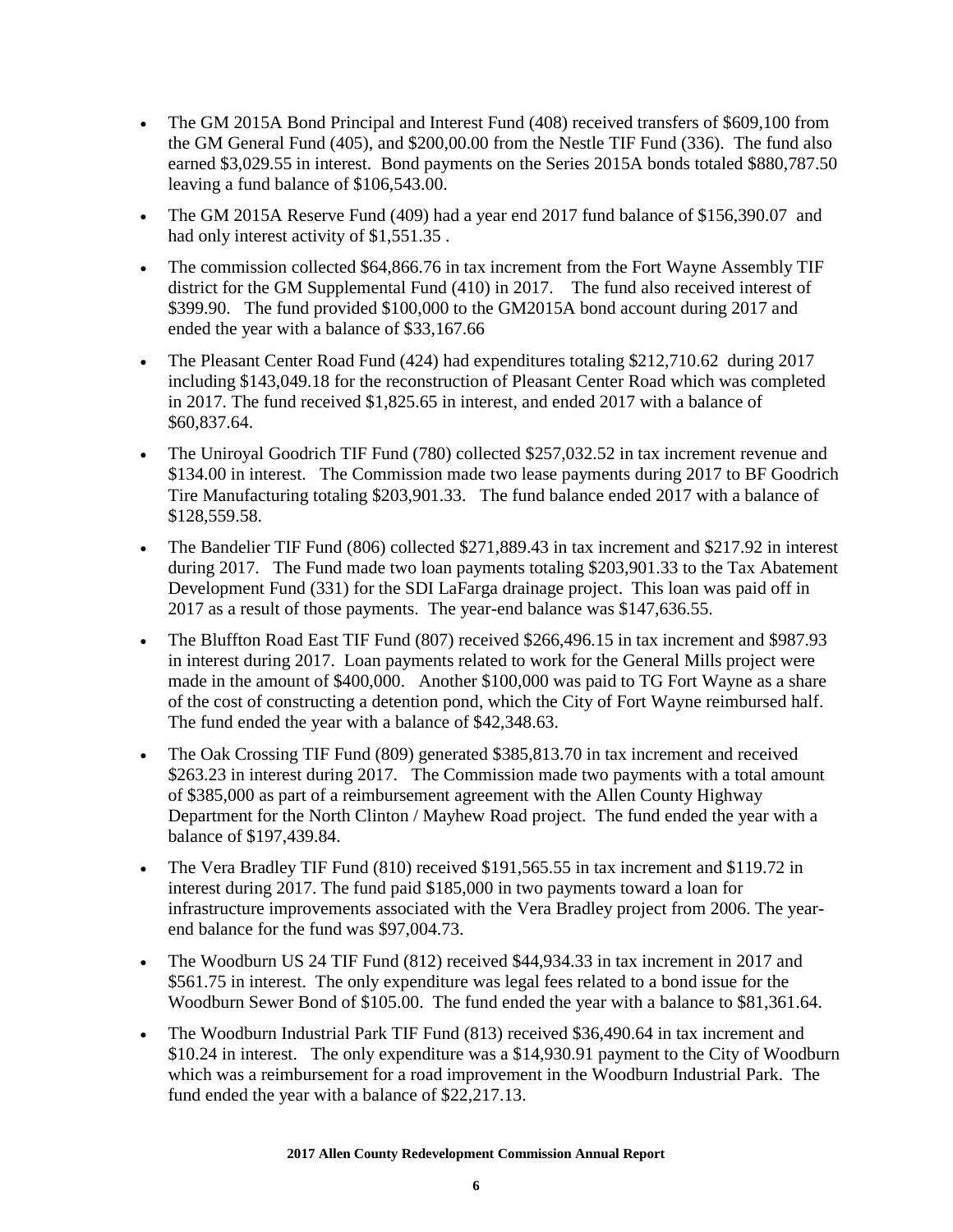- The GM 2015A Bond Principal and Interest Fund (408) received transfers of $609,100 from the GM General Fund (405), and $200,00.00 from the Nestle TIF Fund (336). The fund also earned $3,029.55 in interest. Bond payments on the Series 2015A bonds totaled $880,787.50 leaving a fund balance of $106,543.00.
- The GM 2015A Reserve Fund (409) had a year end 2017 fund balance of $156,390.07 and had only interest activity of $1,551.35 .
- The commission collected $64,866.76 in tax increment from the Fort Wayne Assembly TIF district for the GM Supplemental Fund (410) in 2017. The fund also received interest of $399.90. The fund provided $100,000 to the GM2015A bond account during 2017 and ended the year with a balance of $33,167.66
- The Pleasant Center Road Fund (424) had expenditures totaling $212,710.62 during 2017 including $143,049.18 for the reconstruction of Pleasant Center Road which was completed in 2017. The fund received $1,825.65 in interest, and ended 2017 with a balance of $60,837.64.
- The Uniroyal Goodrich TIF Fund (780) collected $257,032.52 in tax increment revenue and $134.00 in interest. The Commission made two lease payments during 2017 to BF Goodrich Tire Manufacturing totaling $203,901.33. The fund balance ended 2017 with a balance of $128,559.58.
- The Bandelier TIF Fund (806) collected $271,889.43 in tax increment and $217.92 in interest during 2017. The Fund made two loan payments totaling $203,901.33 to the Tax Abatement Development Fund (331) for the SDI LaFarga drainage project. This loan was paid off in 2017 as a result of those payments. The year-end balance was $147,636.55.
- The Bluffton Road East TIF Fund (807) received $266,496.15 in tax increment and $987.93 in interest during 2017. Loan payments related to work for the General Mills project were made in the amount of $400,000. Another $100,000 was paid to TG Fort Wayne as a share of the cost of constructing a detention pond, which the City of Fort Wayne reimbursed half. The fund ended the year with a balance of $42,348.63.
- The Oak Crossing TIF Fund (809) generated $385,813.70 in tax increment and received $263.23 in interest during 2017. The Commission made two payments with a total amount of $385,000 as part of a reimbursement agreement with the Allen County Highway Department for the North Clinton / Mayhew Road project. The fund ended the year with a balance of $197,439.84.
- The Vera Bradley TIF Fund (810) received $191,565.55 in tax increment and $119.72 in interest during 2017. The fund paid $185,000 in two payments toward a loan for infrastructure improvements associated with the Vera Bradley project from 2006. The year-end balance for the fund was $97,004.73.
- The Woodburn US 24 TIF Fund (812) received $44,934.33 in tax increment in 2017 and $561.75 in interest. The only expenditure was legal fees related to a bond issue for the Woodburn Sewer Bond of $105.00. The fund ended the year with a balance to $81,361.64.
- The Woodburn Industrial Park TIF Fund (813) received $36,490.64 in tax increment and $10.24 in interest. The only expenditure was a $14,930.91 payment to the City of Woodburn which was a reimbursement for a road improvement in the Woodburn Industrial Park. The fund ended the year with a balance of $22,217.13.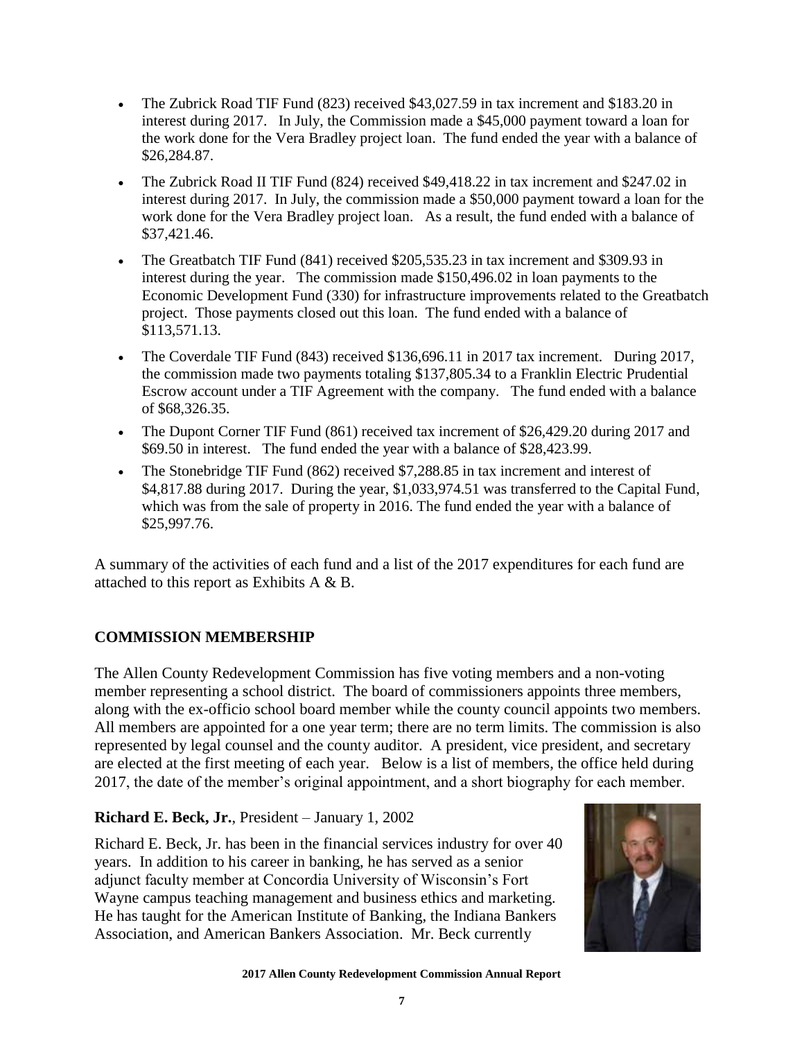- The Zubrick Road TIF Fund (823) received $43,027.59 in tax increment and $183.20 in interest during 2017. In July, the Commission made a $45,000 payment toward a loan for the work done for the Vera Bradley project loan. The fund ended the year with a balance of $26,284.87.
- The Zubrick Road II TIF Fund (824) received $49,418.22 in tax increment and $247.02 in interest during 2017. In July, the commission made a $50,000 payment toward a loan for the work done for the Vera Bradley project loan. As a result, the fund ended with a balance of $37,421.46.
- The Greatbatch TIF Fund (841) received $205,535.23 in tax increment and $309.93 in interest during the year. The commission made $150,496.02 in loan payments to the Economic Development Fund (330) for infrastructure improvements related to the Greatbatch project. Those payments closed out this loan. The fund ended with a balance of $113,571.13.
- The Coverdale TIF Fund (843) received $136,696.11 in 2017 tax increment. During 2017, the commission made two payments totaling $137,805.34 to a Franklin Electric Prudential Escrow account under a TIF Agreement with the company. The fund ended with a balance of $68,326.35.
- The Dupont Corner TIF Fund (861) received tax increment of $26,429.20 during 2017 and $69.50 in interest. The fund ended the year with a balance of $28,423.99.
- The Stonebridge TIF Fund (862) received $7,288.85 in tax increment and interest of $4,817.88 during 2017. During the year, $1,033,974.51 was transferred to the Capital Fund, which was from the sale of property in 2016. The fund ended the year with a balance of $25,997.76.

A summary of the activities of each fund and a list of the 2017 expenditures for each fund are attached to this report as Exhibits A & B.

## COMMISSION MEMBERSHIP

The Allen County Redevelopment Commission has five voting members and a non-voting member representing a school district. The board of commissioners appoints three members, along with the ex-officio school board member while the county council appoints two members. All members are appointed for a one year term; there are no term limits. The commission is also represented by legal counsel and the county auditor. A president, vice president, and secretary are elected at the first meeting of each year. Below is a list of members, the office held during 2017, the date of the member's original appointment, and a short biography for each member.

**Richard E. Beck, Jr.**, President – January 1, 2002

Richard E. Beck, Jr. has been in the financial services industry for over 40 years. In addition to his career in banking, he has served as a senior adjunct faculty member at Concordia University of Wisconsin's Fort Wayne campus teaching management and business ethics and marketing. He has taught for the American Institute of Banking, the Indiana Bankers Association, and American Bankers Association. Mr. Beck currently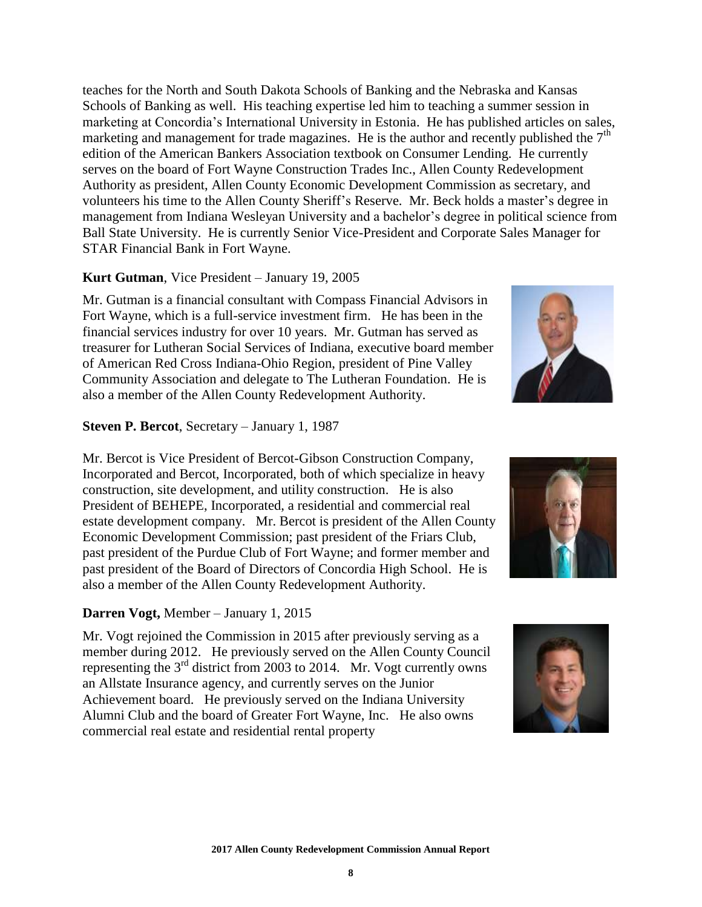teaches for the North and South Dakota Schools of Banking and the Nebraska and Kansas Schools of Banking as well. His teaching expertise led him to teaching a summer session in marketing at Concordia's International University in Estonia. He has published articles on sales, marketing and management for trade magazines. He is the author and recently published the 7th edition of the American Bankers Association textbook on Consumer Lending. He currently serves on the board of Fort Wayne Construction Trades Inc., Allen County Redevelopment Authority as president, Allen County Economic Development Commission as secretary, and volunteers his time to the Allen County Sheriff's Reserve. Mr. Beck holds a master's degree in management from Indiana Wesleyan University and a bachelor's degree in political science from Ball State University. He is currently Senior Vice-President and Corporate Sales Manager for STAR Financial Bank in Fort Wayne.

**Kurt Gutman**, Vice President – January 19, 2005

Mr. Gutman is a financial consultant with Compass Financial Advisors in Fort Wayne, which is a full-service investment firm. He has been in the financial services industry for over 10 years. Mr. Gutman has served as treasurer for Lutheran Social Services of Indiana, executive board member of American Red Cross Indiana-Ohio Region, president of Pine Valley Community Association and delegate to The Lutheran Foundation. He is also a member of the Allen County Redevelopment Authority.

**Steven P. Bercot**, Secretary – January 1, 1987

Mr. Bercot is Vice President of Bercot-Gibson Construction Company, Incorporated and Bercot, Incorporated, both of which specialize in heavy construction, site development, and utility construction. He is also President of BEHEPE, Incorporated, a residential and commercial real estate development company. Mr. Bercot is president of the Allen County Economic Development Commission; past president of the Friars Club, past president of the Purdue Club of Fort Wayne; and former member and past president of the Board of Directors of Concordia High School. He is also a member of the Allen County Redevelopment Authority.

**Darren Vogt,** Member – January 1, 2015

Mr. Vogt rejoined the Commission in 2015 after previously serving as a member during 2012. He previously served on the Allen County Council representing the 3rd district from 2003 to 2014. Mr. Vogt currently owns an Allstate Insurance agency, and currently serves on the Junior Achievement board. He previously served on the Indiana University Alumni Club and the board of Greater Fort Wayne, Inc. He also owns commercial real estate and residential rental property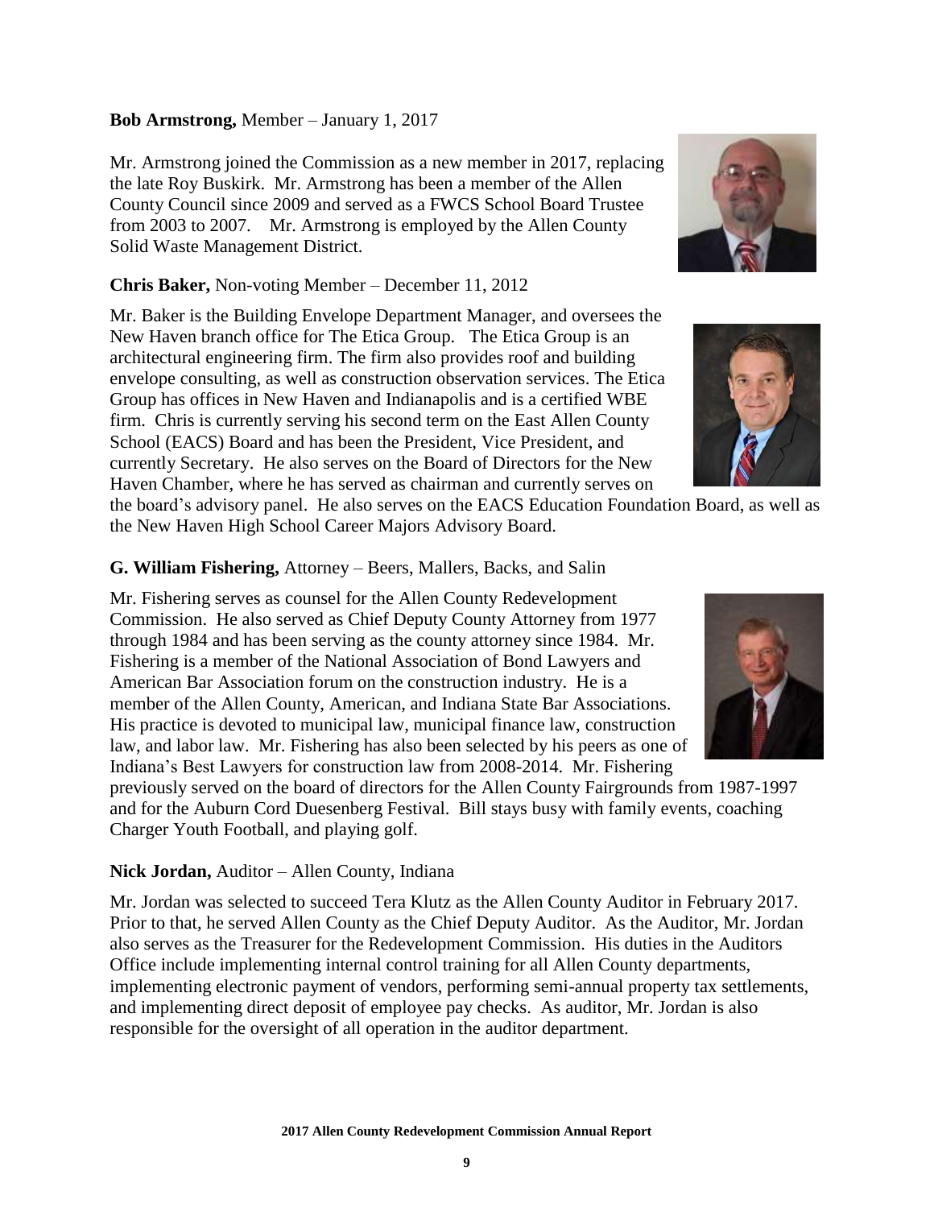**Bob Armstrong,** Member – January 1, 2017

Mr. Armstrong joined the Commission as a new member in 2017, replacing the late Roy Buskirk. Mr. Armstrong has been a member of the Allen County Council since 2009 and served as a FWCS School Board Trustee from 2003 to 2007. Mr. Armstrong is employed by the Allen County Solid Waste Management District.

**Chris Baker,** Non-voting Member – December 11, 2012

Mr. Baker is the Building Envelope Department Manager, and oversees the New Haven branch office for The Etica Group. The Etica Group is an architectural engineering firm. The firm also provides roof and building envelope consulting, as well as construction observation services. The Etica Group has offices in New Haven and Indianapolis and is a certified WBE firm. Chris is currently serving his second term on the East Allen County School (EACS) Board and has been the President, Vice President, and currently Secretary. He also serves on the Board of Directors for the New Haven Chamber, where he has served as chairman and currently serves on the board's advisory panel. He also serves on the EACS Education Foundation Board, as well as the New Haven High School Career Majors Advisory Board.

**G. William Fishering,** Attorney – Beers, Mallers, Backs, and Salin

Mr. Fishering serves as counsel for the Allen County Redevelopment Commission. He also served as Chief Deputy County Attorney from 1977 through 1984 and has been serving as the county attorney since 1984. Mr. Fishering is a member of the National Association of Bond Lawyers and American Bar Association forum on the construction industry. He is a member of the Allen County, American, and Indiana State Bar Associations. His practice is devoted to municipal law, municipal finance law, construction law, and labor law. Mr. Fishering has also been selected by his peers as one of Indiana's Best Lawyers for construction law from 2008-2014. Mr. Fishering previously served on the board of directors for the Allen County Fairgrounds from 1987-1997 and for the Auburn Cord Duesenberg Festival. Bill stays busy with family events, coaching Charger Youth Football, and playing golf.

**Nick Jordan,** Auditor – Allen County, Indiana

Mr. Jordan was selected to succeed Tera Klutz as the Allen County Auditor in February 2017. Prior to that, he served Allen County as the Chief Deputy Auditor. As the Auditor, Mr. Jordan also serves as the Treasurer for the Redevelopment Commission. His duties in the Auditors Office include implementing internal control training for all Allen County departments, implementing electronic payment of vendors, performing semi-annual property tax settlements, and implementing direct deposit of employee pay checks. As auditor, Mr. Jordan is also responsible for the oversight of all operation in the auditor department.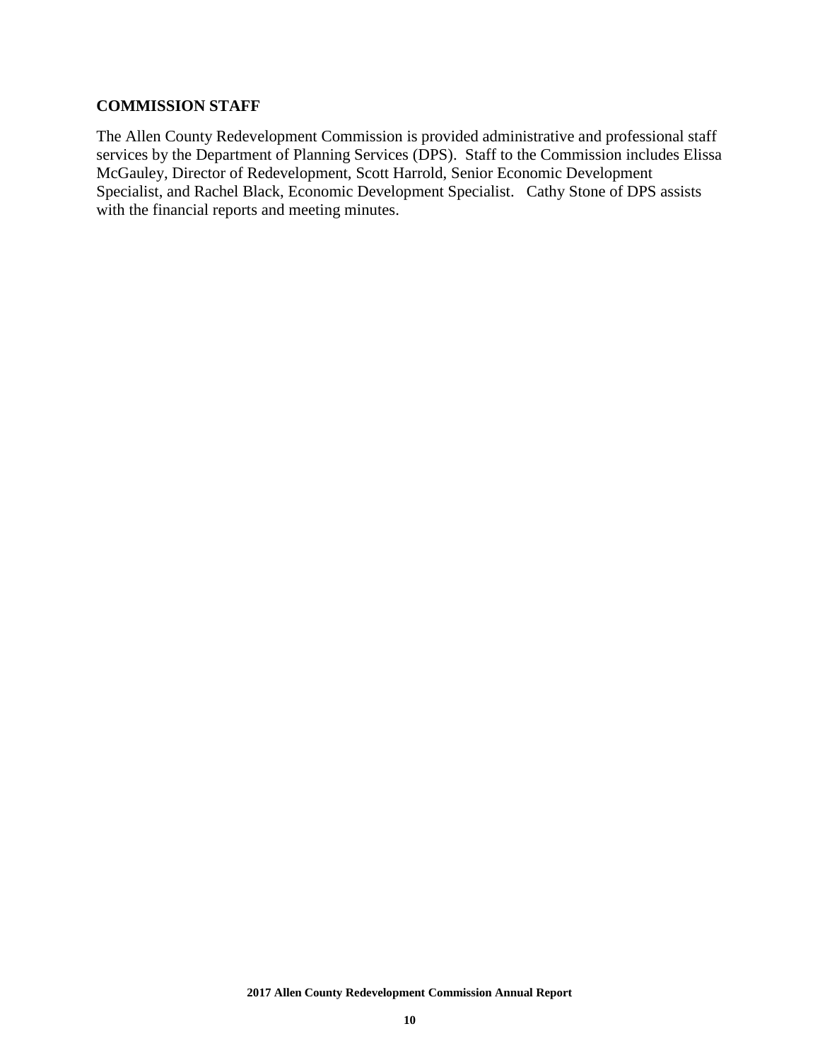## COMMISSION STAFF

The Allen County Redevelopment Commission is provided administrative and professional staff services by the Department of Planning Services (DPS). Staff to the Commission includes Elissa McGauley, Director of Redevelopment, Scott Harrold, Senior Economic Development Specialist, and Rachel Black, Economic Development Specialist. Cathy Stone of DPS assists with the financial reports and meeting minutes.